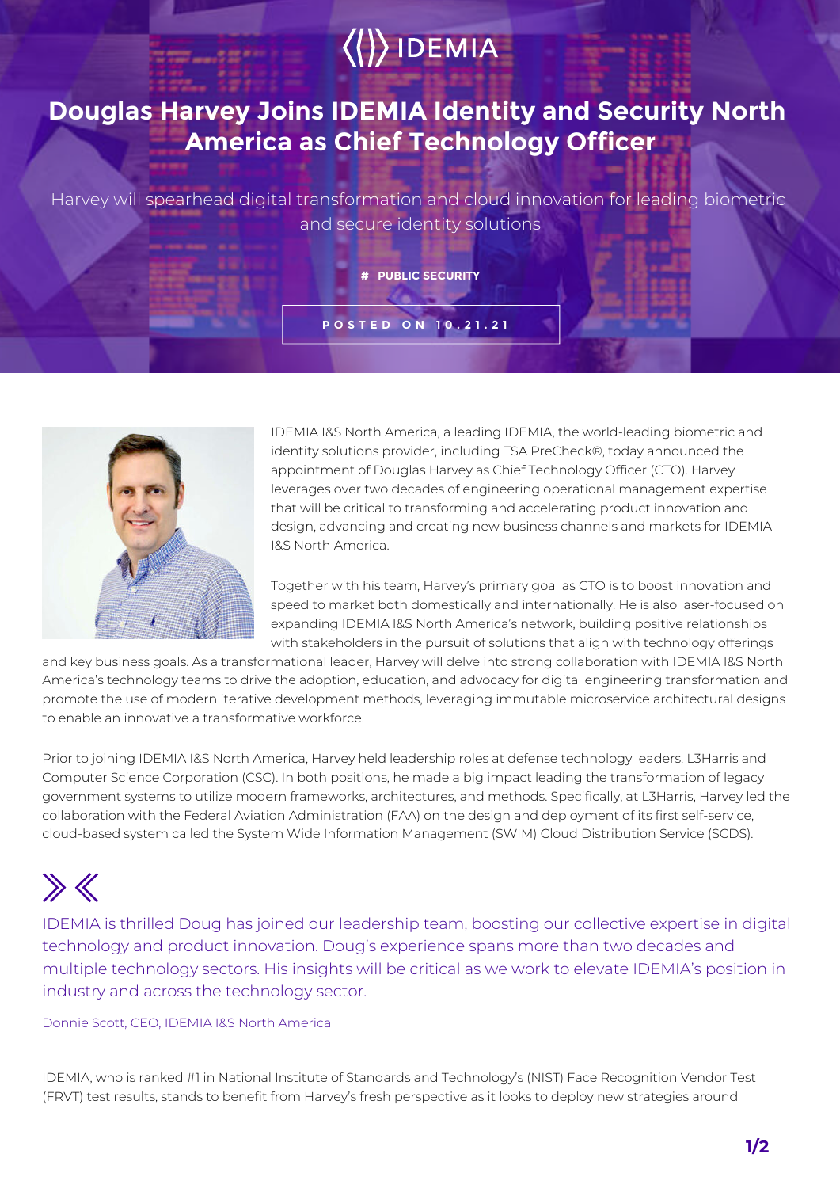IDEMIA

# Douglas Harvey Joins IDEMIA Identity and Security North America as Chief Technology Officer

Harvey will spearhead digital transformation and cloud innovation for leading biometric and secure identity solutions

# PUBLIC SECURITY

POSTED ON 10.21.21

IDEMIA I&S North America, a leading IDEMIA, the world-leading biometric and identity solutions provider, including TSA PreCheck®, today announced the appointment of Douglas Harvey as Chief Technology Officer (CTO). Harvey leverages over two decades of engineering operational management expertise that will be critical to transforming and accelerating product innovation and design, advancing and creating new business channels and markets for IDEMIA I&S North America.

Together with his team, Harvey's primary goal as CTO is to boost innovation and speed to market both domestically and internationally. He is also laser-focused on expanding IDEMIA I&S North America's network, building positive relationships with stakeholders in the pursuit of solutions that align with technology offerings and key business goals. As a transformational leader, Harvey will delve into strong collaboration with IDEMIA I&S North America's technology teams to drive the adoption, education, and advocacy for digital engineering transformation and promote the use of modern iterative development methods, leveraging immutable microservice architectural designs to enable an innovative a transformative workforce.

Prior to joining IDEMIA I&S North America, Harvey held leadership roles at defense technology leaders, L3Harris and Computer Science Corporation (CSC). In both positions, he made a big impact leading the transformation of legacy government systems to utilize modern frameworks, architectures, and methods. Specifically, at L3Harris, Harvey led the collaboration with the Federal Aviation Administration (FAA) on the design and deployment of its first self-service, cloud-based system called the System Wide Information Management (SWIM) Cloud Distribution Service (SCDS).

> IDEMIA is thrilled Doug has joined our leadership team, boosting our collective expertise in digital technology and product innovation. Doug's experience spans more than two decades and multiple technology sectors. His insights will be critical as we work to elevate IDEMIA's position in industry and across the technology sector.
>
> Donnie Scott, CEO, IDEMIA I&S North America

IDEMIA, who is ranked #1 in National Institute of Standards and Technology's (NIST) Face Recognition Vendor Test (FRVT) test results, stands to benefit from Harvey's fresh perspective as it looks to deploy new strategies around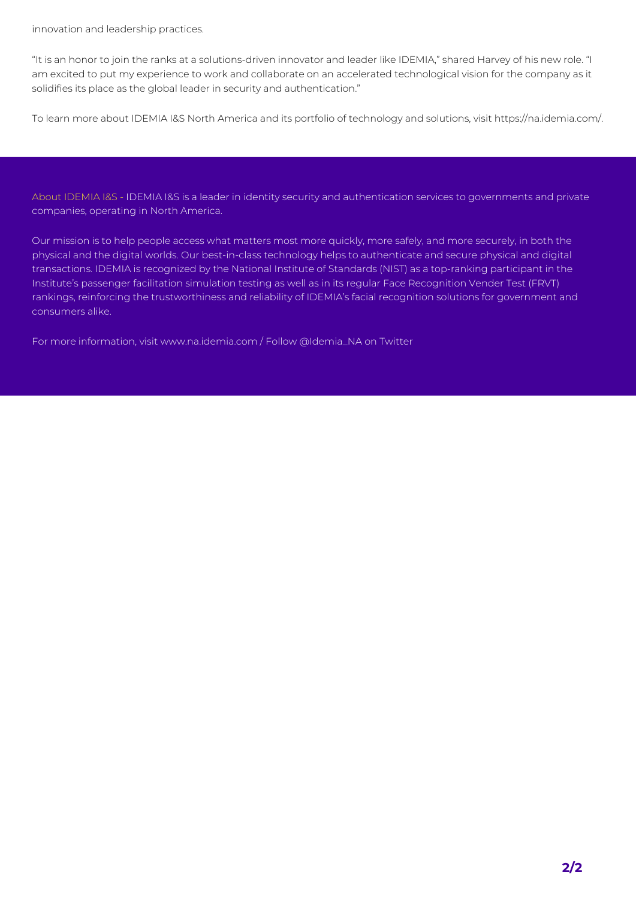innovation and leadership practices.

"It is an honor to join the ranks at a solutions-driven innovator and leader like IDEMIA," shared Harvey of his new role. "I am excited to put my experience to work and collaborate on an accelerated technological vision for the company as it solidifies its place as the global leader in security and authentication."

To learn more about IDEMIA I&S North America and its portfolio of technology and solutions, visit https://na.idemia.com/.

About IDEMIA I&S - IDEMIA I&S is a leader in identity security and authentication services to governments and private companies, operating in North America.

Our mission is to help people access what matters most more quickly, more safely, and more securely, in both the physical and the digital worlds. Our best-in-class technology helps to authenticate and secure physical and digital transactions. IDEMIA is recognized by the National Institute of Standards (NIST) as a top-ranking participant in the Institute's passenger facilitation simulation testing as well as in its regular Face Recognition Vender Test (FRVT) rankings, reinforcing the trustworthiness and reliability of IDEMIA's facial recognition solutions for government and consumers alike.

For more information, visit www.na.idemia.com / Follow @Idemia_NA on Twitter